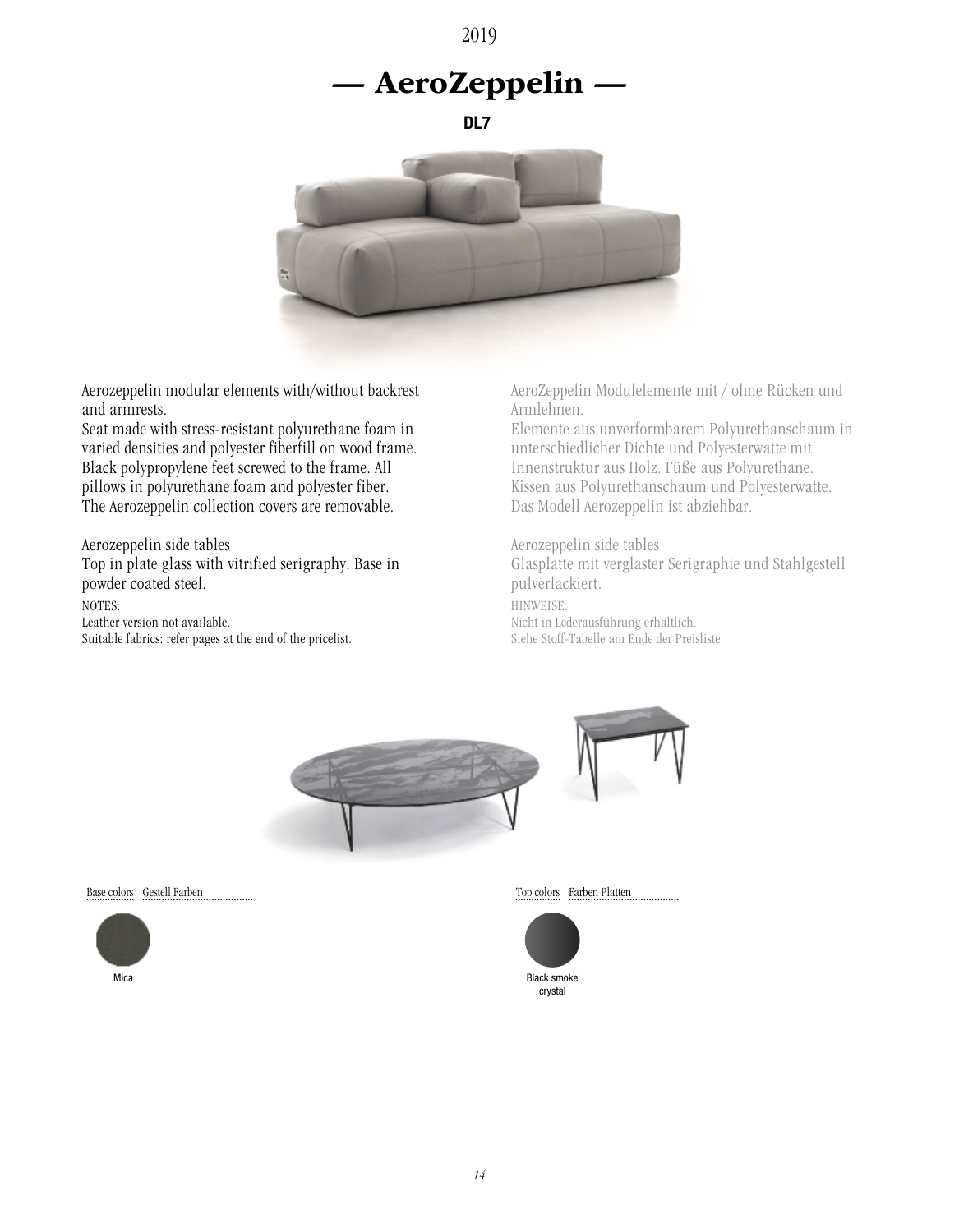2019

# — AeroZeppelin —

**DL7**

Aerozeppelin modular elements with/without backrest and armrests.
Seat made with stress-resistant polyurethane foam in varied densities and polyester fiberfill on wood frame. Black polypropylene feet screwed to the frame. All pillows in polyurethane foam and polyester fiber. The Aerozeppelin collection covers are removable.

Aerozeppelin side tables
Top in plate glass with vitrified serigraphy. Base in powder coated steel.

NOTES:
Leather version not available.
Suitable fabrics: refer pages at the end of the pricelist.

AeroZeppelin Modulelemente mit / ohne Rücken und Armlehnen.
Elemente aus unverformbarem Polyurethanschaum in unterschiedlicher Dichte und Polyesterwatte mit Innenstruktur aus Holz. Füße aus Polyurethane. Kissen aus Polyurethanschaum und Polyesterwatte. Das Modell Aerozeppelin ist abziehbar.

Aerozeppelin side tables
Glasplatte mit verglaster Serigraphie und Stahlgestell pulverlackiert.

HINWEISE:
Nicht in Lederausführung erhältlich.
Siehe Stoff-Tabelle am Ende der Preisliste

Base colors Gestell Farben

Mica

Top colors Farben Platten

Black smoke crystal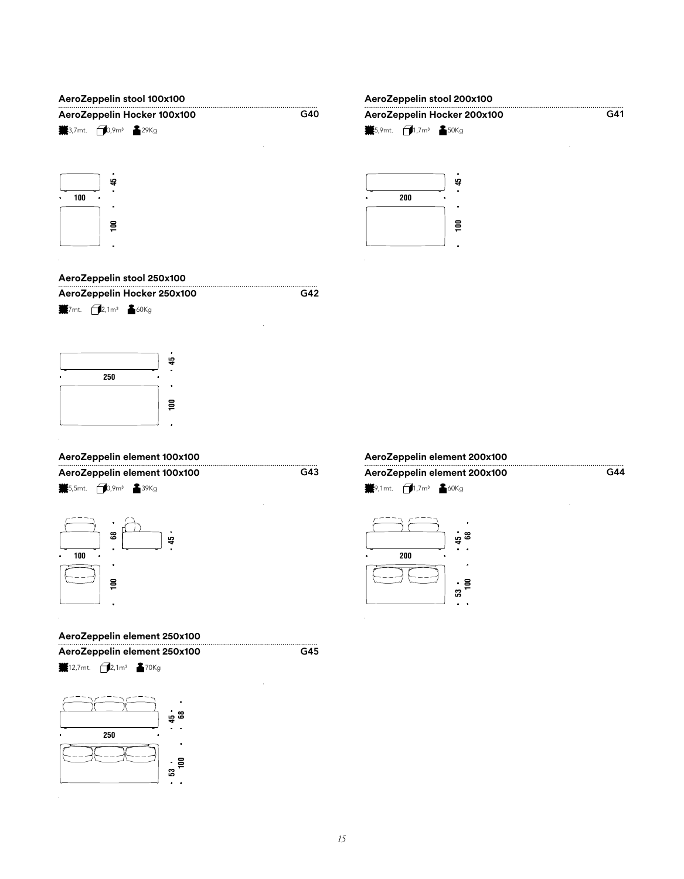## AeroZeppelin stool 100x100

**AeroZeppelin Hocker 100x100** G40

3,7mt. 0,9m³ 29Kg

100 · 45 · 100

## AeroZeppelin stool 200x100

**AeroZeppelin Hocker 200x100** G41

5,9mt. 1,7m³ 50Kg

200 · 45 · 100

## AeroZeppelin stool 250x100

**AeroZeppelin Hocker 250x100** G42

7mt. 2,1m³ 60Kg

250 · 45 · 100

## AeroZeppelin element 100x100

**AeroZeppelin element 100x100** G43

5,5mt. 0,9m³ 39Kg

100 · 68 · 45 · 100

## AeroZeppelin element 200x100

**AeroZeppelin element 200x100** G44

9,1mt. 1,7m³ 60Kg

200 · 45 · 68 · 53 · 100

## AeroZeppelin element 250x100

**AeroZeppelin element 250x100** G45

12,7mt. 2,1m³ 70Kg

250 · 45 · 68 · 53 · 100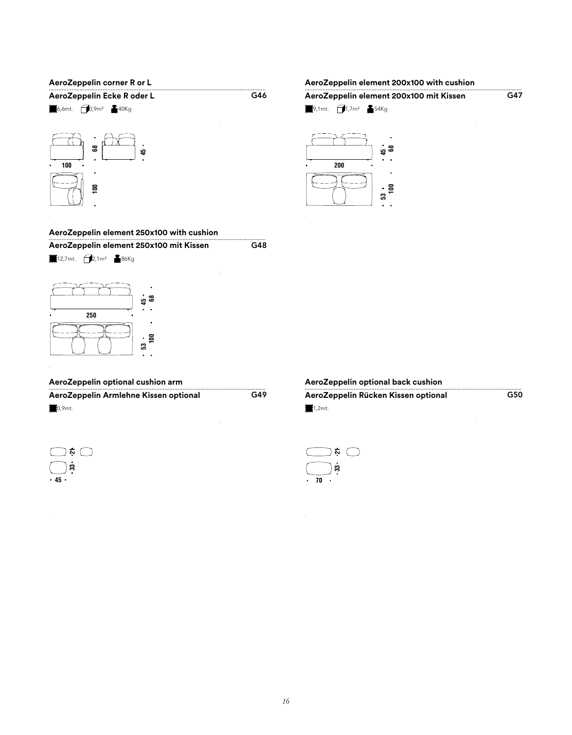### AeroZeppelin corner R or L

### AeroZeppelin Ecke R oder L — G46

6,6mt. 0,9m³ 40Kg

100 · 68 · 45 · 100

### AeroZeppelin element 200x100 with cushion

### AeroZeppelin element 200x100 mit Kissen — G47

9,1mt. 1,7m³ 54Kg

200 · 45 · 68 · 53 · 100

### AeroZeppelin element 250x100 with cushion

### AeroZeppelin element 250x100 mit Kissen — G48

12,7mt. 2,1m³ 86Kg

250 · 45 · 68 · 53 · 100

### AeroZeppelin optional cushion arm

### AeroZeppelin Armlehne Kissen optional — G49

0,9mt.

21 · 33 · 45

### AeroZeppelin optional back cushion

### AeroZeppelin Rücken Kissen optional — G50

1,2mt.

21 · 33 · 70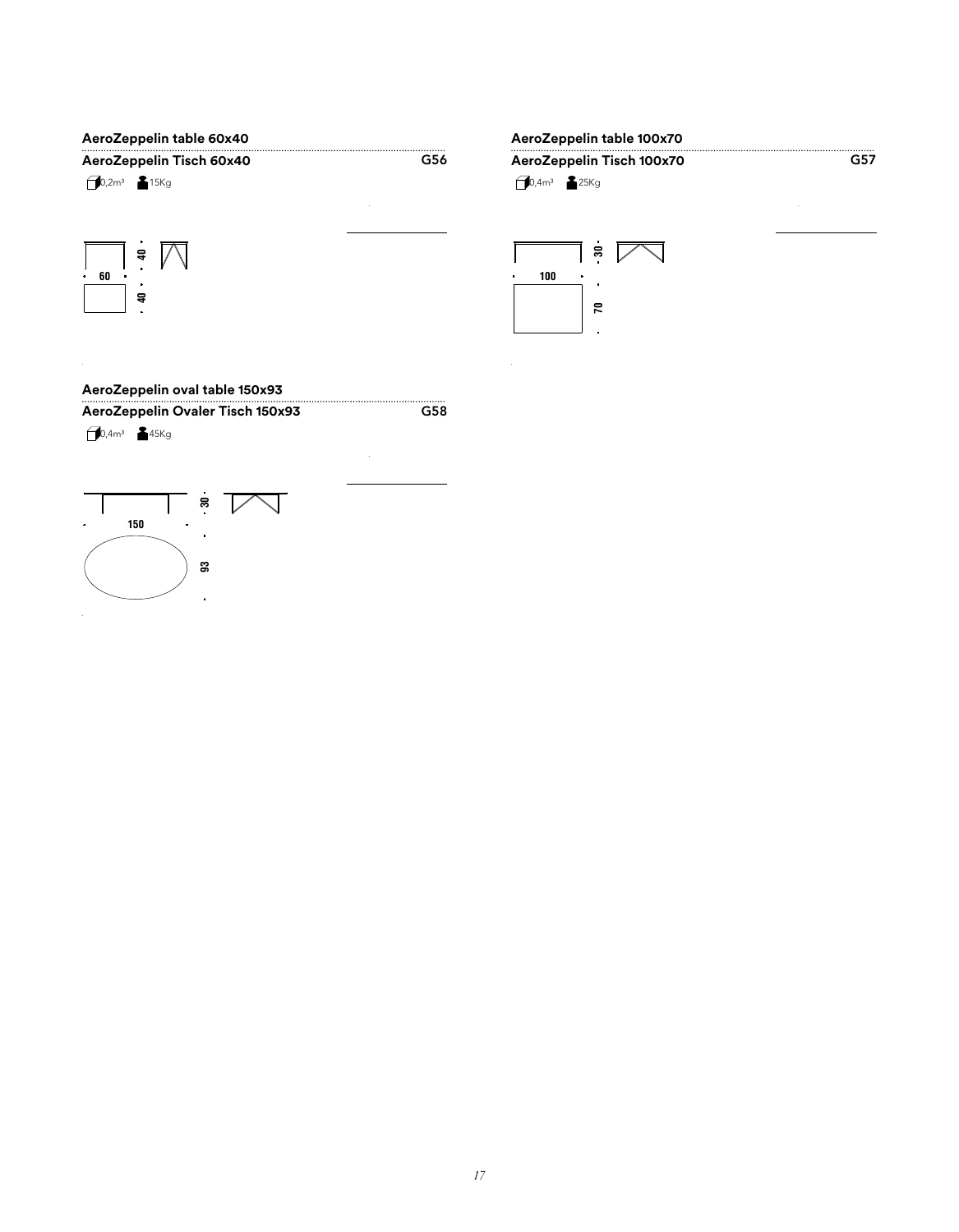**AeroZeppelin table 60x40**

**AeroZeppelin Tisch 60x40** G56

0,2m³ 15Kg

60

40

40

**AeroZeppelin table 100x70**

**AeroZeppelin Tisch 100x70** G57

0,4m³ 25Kg

100

30

70

**AeroZeppelin oval table 150x93**

**AeroZeppelin Ovaler Tisch 150x93** G58

0,4m³ 45Kg

150

30

93